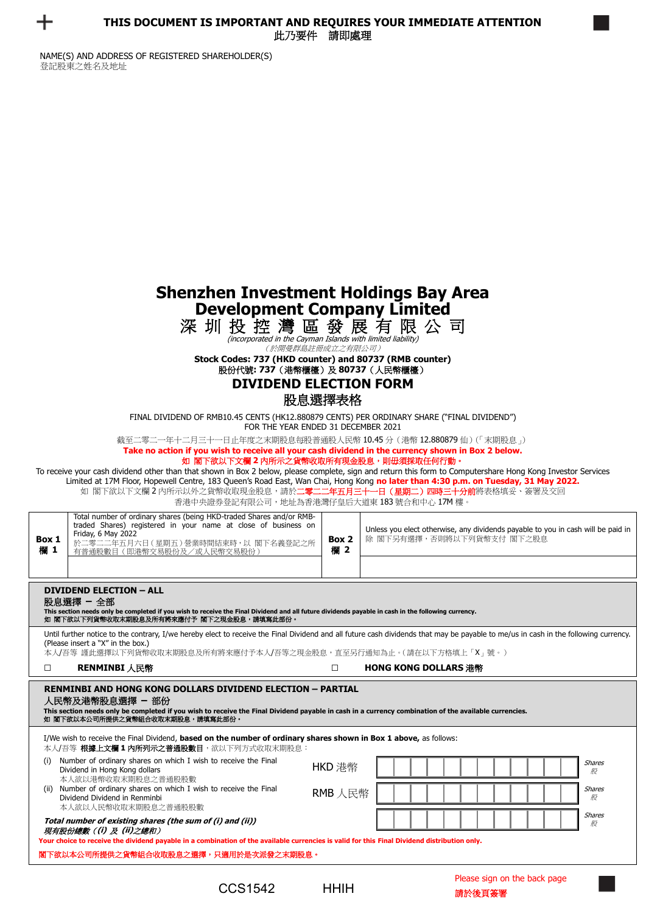**THIS DOCUMENT IS IMPORTANT AND REQUIRES YOUR IMMEDIATE ATTENTION**
**此乃要件　請即處理**

NAME(S) AND ADDRESS OF REGISTERED SHAREHOLDER(S)
登記股東之姓名及地址

# Shenzhen Investment Holdings Bay Area Development Company Limited
# 深圳投控灣區發展有限公司

*(incorporated in the Cayman Islands with limited liability)*
*（於開曼群島註冊成立之有限公司）*

**Stock Codes: 737 (HKD counter) and 80737 (RMB counter)**
**股份代號：737（港幣櫃檯）及 80737（人民幣櫃檯）**

## DIVIDEND ELECTION FORM
## 股息選擇表格

FINAL DIVIDEND OF RMB10.45 CENTS (HK12.880879 CENTS) PER ORDINARY SHARE ("FINAL DIVIDEND")
FOR THE YEAR ENDED 31 DECEMBER 2021

截至二零二一年十二月三十一日止年度之末期股息每股普通股人民幣 10.45 分（港幣 12.880879 仙）（「末期股息」）

**Take no action if you wish to receive all your cash dividend in the currency shown in Box 2 below.**
**如 閣下欲以下文欄 2 內所示之貨幣收取所有現金股息，則毋須採取任何行動。**

To receive your cash dividend other than that shown in Box 2 below, please complete, sign and return this form to Computershare Hong Kong Investor Services Limited at 17M Floor, Hopewell Centre, 183 Queen's Road East, Wan Chai, Hong Kong **no later than 4:30 p.m. on Tuesday, 31 May 2022.**
如 閣下欲以下文欄 2 內所示以外之貨幣收取現金股息，請於**二零二二年五月三十一日（星期二）四時三十分前**將表格填妥、簽署及交回香港中央證券登記有限公司，地址為香港灣仔皇后大道東 183 號合和中心 17M 樓。

| Box 1 欄 1 | Total number of ordinary shares (being HKD-traded Shares and/or RMB-traded Shares) registered in your name at close of business on Friday, 6 May 2022<br>於二零二二年五月六日（星期五）營業時間結束時，以 閣下名義登記之所有普通股數目（即港幣交易股份及／或人民幣交易股份） | Box 2 欄 2 | Unless you elect otherwise, any dividends payable to you in cash will be paid in<br>除 閣下另有選擇，否則將以下列貨幣支付 閣下之股息 |
|---|---|---|---|
| | | | |

**DIVIDEND ELECTION – ALL**
**股息選擇 － 全部**
**This section needs only be completed if you wish to receive the Final Dividend and all future dividends payable in cash in the following currency.**
**如 閣下欲以下列貨幣收取末期股息及所有將來應付予 閣下之現金股息，請填寫此部份。**

Until further notice to the contrary, I/we hereby elect to receive the Final Dividend and all future cash dividends that may be payable to me/us in cash in the following currency. (Please insert a "X" in the box.)
本人/吾等 謹此選擇以下列貨幣收取末期股息及所有將來應付予本人/吾等之現金股息，直至另行通知為止。（請在以下方格填上「X」號。）

☐ **RENMINBI 人民幣**　　　☐ **HONG KONG DOLLARS 港幣**

**RENMINBI AND HONG KONG DOLLARS DIVIDEND ELECTION – PARTIAL**
**人民幣及港幣股息選擇 － 部份**
**This section needs only be completed if you wish to receive the Final Dividend payable in cash in a currency combination of the available currencies.**
**如 閣下欲以本公司所提供之貨幣組合收取末期股息，請填寫此部份。**

I/We wish to receive the Final Dividend, **based on the number of ordinary shares shown in Box 1 above,** as follows:
本人/吾等 **根據上文欄 1 內所列示之普通股數目**，欲以下列方式收取末期股息：

| | | | |
|---|---|---|---|
| (i) Number of ordinary shares on which I wish to receive the Final Dividend in Hong Kong dollars<br>本人欲以港幣收取末期股息之普通股股數 | HKD 港幣 | | *Shares 股* |
| (ii) Number of ordinary shares on which I wish to receive the Final Dividend Dividend in Renminbi<br>本人欲以人民幣收取末期股息之普通股股數 | RMB 人民幣 | | *Shares 股* |
| ***Total number of existing shares (the sum of (i) and (ii))***<br>***現有股份總數（(i) 及 (ii)之總和）*** | | | *Shares 股* |

**Your choice to receive the dividend payable in a combination of the available currencies is valid for this Final Dividend distribution only.**
**閣下欲以本公司所提供之貨幣組合收取股息之選擇，只適用於是次派發之末期股息。**

CCS1542　　HHIH

Please sign on the back page
**請於後頁簽署**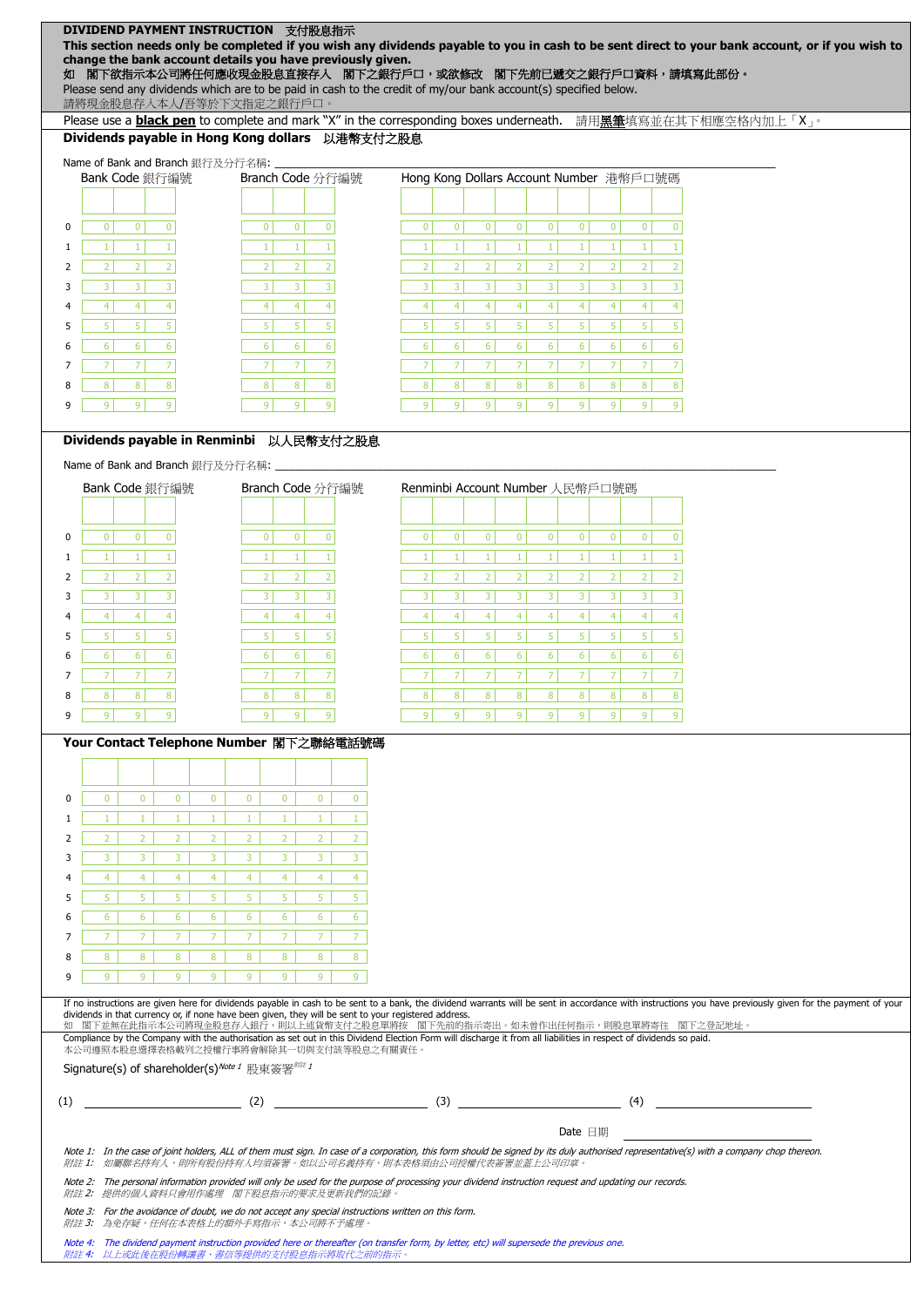**DIVIDEND PAYMENT INSTRUCTION 支付股息指示**

**This section needs only be completed if you wish any dividends payable to you in cash to be sent direct to your bank account, or if you wish to change the bank account details you have previously given.**

**如 閣下欲指示本公司將任何應收現金股息直接存入 閣下之銀行戶口，或欲修改 閣下先前已遞交之銀行戶口資料，請填寫此部份。**

Please send any dividends which are to be paid in cash to the credit of my/our bank account(s) specified below.
請將現金股息存入本人/吾等於下文指定之銀行戶口。

Please use a **black pen** to complete and mark "X" in the corresponding boxes underneath. 請用**黑筆**填寫並在其下相應空格內加上「X」。

### Dividends payable in Hong Kong dollars 以港幣支付之股息

Name of Bank and Branch 銀行及分行名稱: ______________________________

| | Bank Code 銀行編號 | | | Branch Code 分行編號 | | | Hong Kong Dollars Account Number 港幣戶口號碼 | | | | | | | | |
|---|---|---|---|---|---|---|---|---|---|---|---|---|---|---|---|
| | | | | | | | | | | | | | | | |
| 0 | 0 | 0 | 0 | 0 | 0 | 0 | 0 | 0 | 0 | 0 | 0 | 0 | 0 | 0 | 0 |
| 1 | 1 | 1 | 1 | 1 | 1 | 1 | 1 | 1 | 1 | 1 | 1 | 1 | 1 | 1 | 1 |
| 2 | 2 | 2 | 2 | 2 | 2 | 2 | 2 | 2 | 2 | 2 | 2 | 2 | 2 | 2 | 2 |
| 3 | 3 | 3 | 3 | 3 | 3 | 3 | 3 | 3 | 3 | 3 | 3 | 3 | 3 | 3 | 3 |
| 4 | 4 | 4 | 4 | 4 | 4 | 4 | 4 | 4 | 4 | 4 | 4 | 4 | 4 | 4 | 4 |
| 5 | 5 | 5 | 5 | 5 | 5 | 5 | 5 | 5 | 5 | 5 | 5 | 5 | 5 | 5 | 5 |
| 6 | 6 | 6 | 6 | 6 | 6 | 6 | 6 | 6 | 6 | 6 | 6 | 6 | 6 | 6 | 6 |
| 7 | 7 | 7 | 7 | 7 | 7 | 7 | 7 | 7 | 7 | 7 | 7 | 7 | 7 | 7 | 7 |
| 8 | 8 | 8 | 8 | 8 | 8 | 8 | 8 | 8 | 8 | 8 | 8 | 8 | 8 | 8 | 8 |
| 9 | 9 | 9 | 9 | 9 | 9 | 9 | 9 | 9 | 9 | 9 | 9 | 9 | 9 | 9 | 9 |

### Dividends payable in Renminbi 以人民幣支付之股息

Name of Bank and Branch 銀行及分行名稱: ______________________________

| | Bank Code 銀行編號 | | | Branch Code 分行編號 | | | Renminbi Account Number 人民幣戶口號碼 | | | | | | | | |
|---|---|---|---|---|---|---|---|---|---|---|---|---|---|---|---|
| | | | | | | | | | | | | | | | |
| 0 | 0 | 0 | 0 | 0 | 0 | 0 | 0 | 0 | 0 | 0 | 0 | 0 | 0 | 0 | 0 |
| 1 | 1 | 1 | 1 | 1 | 1 | 1 | 1 | 1 | 1 | 1 | 1 | 1 | 1 | 1 | 1 |
| 2 | 2 | 2 | 2 | 2 | 2 | 2 | 2 | 2 | 2 | 2 | 2 | 2 | 2 | 2 | 2 |
| 3 | 3 | 3 | 3 | 3 | 3 | 3 | 3 | 3 | 3 | 3 | 3 | 3 | 3 | 3 | 3 |
| 4 | 4 | 4 | 4 | 4 | 4 | 4 | 4 | 4 | 4 | 4 | 4 | 4 | 4 | 4 | 4 |
| 5 | 5 | 5 | 5 | 5 | 5 | 5 | 5 | 5 | 5 | 5 | 5 | 5 | 5 | 5 | 5 |
| 6 | 6 | 6 | 6 | 6 | 6 | 6 | 6 | 6 | 6 | 6 | 6 | 6 | 6 | 6 | 6 |
| 7 | 7 | 7 | 7 | 7 | 7 | 7 | 7 | 7 | 7 | 7 | 7 | 7 | 7 | 7 | 7 |
| 8 | 8 | 8 | 8 | 8 | 8 | 8 | 8 | 8 | 8 | 8 | 8 | 8 | 8 | 8 | 8 |
| 9 | 9 | 9 | 9 | 9 | 9 | 9 | 9 | 9 | 9 | 9 | 9 | 9 | 9 | 9 | 9 |

### Your Contact Telephone Number 閣下之聯絡電話號碼

| | | | | | | | | |
|---|---|---|---|---|---|---|---|---|
| | | | | | | | | |
| 0 | 0 | 0 | 0 | 0 | 0 | 0 | 0 | 0 |
| 1 | 1 | 1 | 1 | 1 | 1 | 1 | 1 | 1 |
| 2 | 2 | 2 | 2 | 2 | 2 | 2 | 2 | 2 |
| 3 | 3 | 3 | 3 | 3 | 3 | 3 | 3 | 3 |
| 4 | 4 | 4 | 4 | 4 | 4 | 4 | 4 | 4 |
| 5 | 5 | 5 | 5 | 5 | 5 | 5 | 5 | 5 |
| 6 | 6 | 6 | 6 | 6 | 6 | 6 | 6 | 6 |
| 7 | 7 | 7 | 7 | 7 | 7 | 7 | 7 | 7 |
| 8 | 8 | 8 | 8 | 8 | 8 | 8 | 8 | 8 |
| 9 | 9 | 9 | 9 | 9 | 9 | 9 | 9 | 9 |

If no instructions are given here for dividends payable in cash to be sent to a bank, the dividend warrants will be sent in accordance with instructions you have previously given for the payment of your dividends in that currency or, if none have been given, they will be sent to your registered address.
如 閣下並無在此指示本公司將現金股息存入銀行，則以上述貨幣支付之股息單將按 閣下先前的指示寄出。如未曾作出任何指示，則股息單將寄往 閣下之登記地址。

Compliance by the Company with the authorisation as set out in this Dividend Election Form will discharge it from all liabilities in respect of dividends so paid.
本公司遵照本股息選擇表格載列之授權行事將會解除其一切與支付該等股息之有關責任。

Signature(s) of shareholder(s)Note 1 股東簽署附註 1

(1) ____________ (2) ____________ (3) ____________ (4) ____________

Date 日期 ____________

*Note 1: In the case of joint holders, ALL of them must sign. In case of a corporation, this form should be signed by its duly authorised representative(s) with a company chop thereon.*
*附註 1: 如屬聯名持有人，則所有股份持有人均須簽署。如以公司名義持有，則本表格須由公司授權代表簽署並蓋上公司印章。*

*Note 2: The personal information provided will only be used for the purpose of processing your dividend instruction request and updating our records.*
*附註 2: 提供的個人資料只會用作處理 閣下股息指示的要求及更新我們的記錄。*

*Note 3: For the avoidance of doubt, we do not accept any special instructions written on this form.*
*附註 3: 為免存疑，任何在本表格上的額外手寫指示，本公司將不予處理。*

*Note 4: The dividend payment instruction provided here or thereafter (on transfer form, by letter, etc) will supersede the previous one.*
*附註 4: 以上或此後在股份轉讓書、書信等提供的支付股息指示將取代之前的指示。*